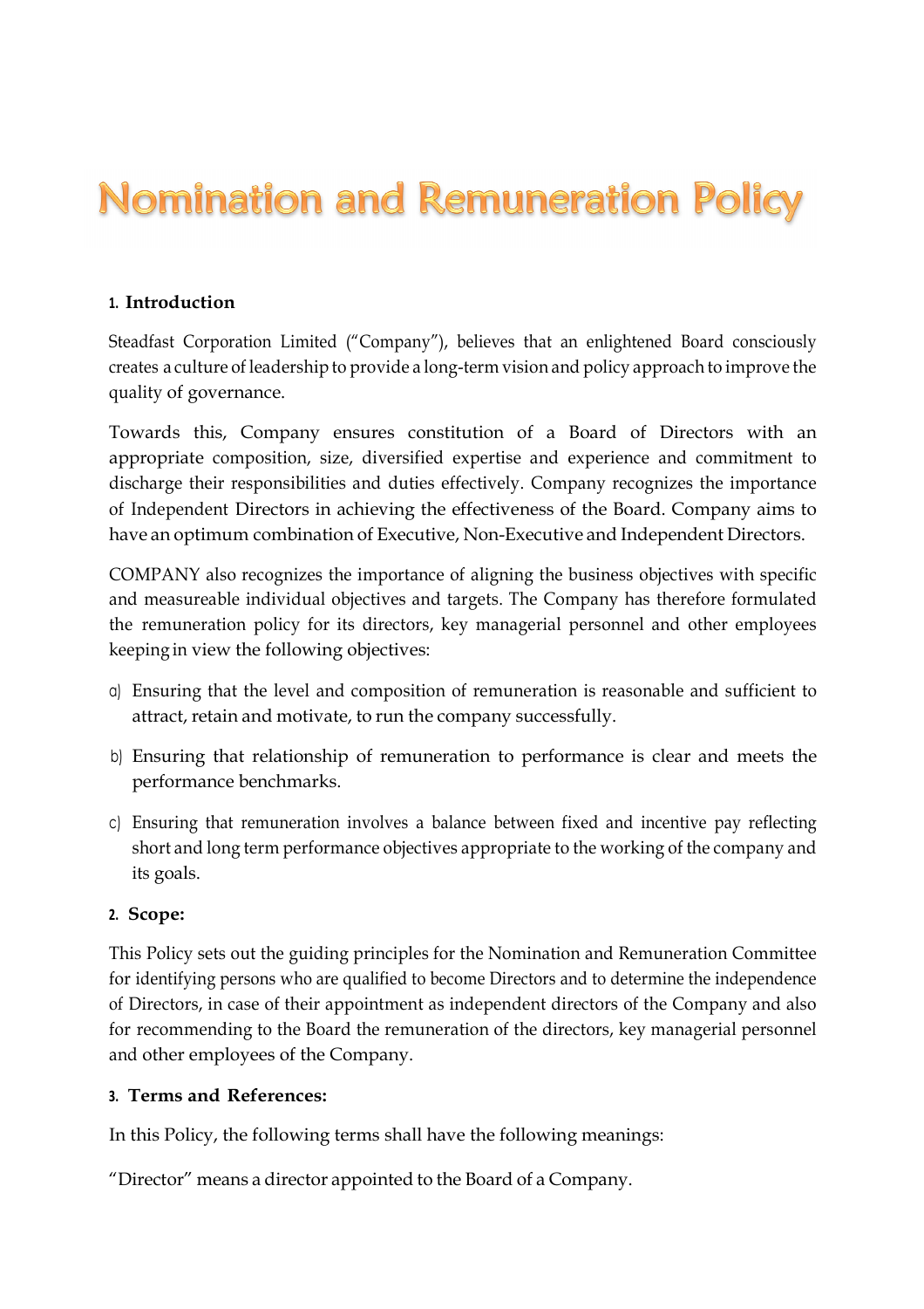# Nomination and Remuneration Policy

## 1. Introduction

Steadfast Corporation Limited ("Company"), believes that an enlightened Board consciously creates a culture of leadership to provide a long-term vision and policy approach to improve the quality of governance.

Towards this, Company ensures constitution of a Board of Directors with an appropriate composition, size, diversified expertise and experience and commitment to discharge their responsibilities and duties effectively. Company recognizes the importance of Independent Directors in achieving the effectiveness of the Board. Company aims to have an optimum combination of Executive, Non-Executive and Independent Directors.

COMPANY also recognizes the importance of aligning the business objectives with specific and measureable individual objectives and targets. The Company has therefore formulated the remuneration policy for its directors, key managerial personnel and other employees keeping in view the following objectives:

a) Ensuring that the level and composition of remuneration is reasonable and sufficient to attract, retain and motivate, to run the company successfully.

b) Ensuring that relationship of remuneration to performance is clear and meets the performance benchmarks.

c) Ensuring that remuneration involves a balance between fixed and incentive pay reflecting short and long term performance objectives appropriate to the working of the company and its goals.

## 2. Scope:

This Policy sets out the guiding principles for the Nomination and Remuneration Committee for identifying persons who are qualified to become Directors and to determine the independence of Directors, in case of their appointment as independent directors of the Company and also for recommending to the Board the remuneration of the directors, key managerial personnel and other employees of the Company.

## 3. Terms and References:

In this Policy, the following terms shall have the following meanings:

"Director" means a director appointed to the Board of a Company.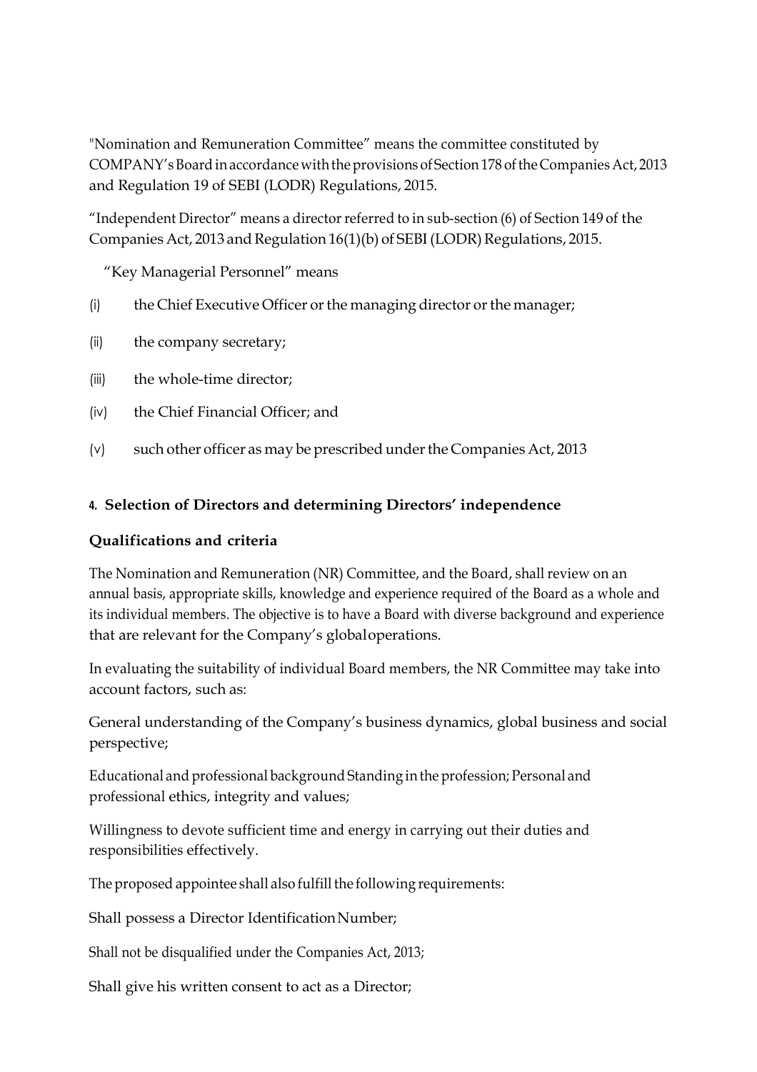"Nomination and Remuneration Committee" means the committee constituted by COMPANY's Board in accordance with the provisions of Section 178 of the Companies Act, 2013 and Regulation 19 of SEBI (LODR) Regulations, 2015.

"Independent Director" means a director referred to in sub-section (6) of Section 149 of the Companies Act, 2013 and Regulation 16(1)(b) of SEBI (LODR) Regulations, 2015.

"Key Managerial Personnel" means

(i) the Chief Executive Officer or the managing director or the manager;

(ii) the company secretary;

(iii) the whole-time director;

(iv) the Chief Financial Officer; and

(v) such other officer as may be prescribed under the Companies Act, 2013

#### 4. Selection of Directors and determining Directors' independence

**Qualifications and criteria**

The Nomination and Remuneration (NR) Committee, and the Board, shall review on an annual basis, appropriate skills, knowledge and experience required of the Board as a whole and its individual members. The objective is to have a Board with diverse background and experience that are relevant for the Company's global operations.

In evaluating the suitability of individual Board members, the NR Committee may take into account factors, such as:

General understanding of the Company's business dynamics, global business and social perspective;

Educational and professional background Standing in the profession; Personal and professional ethics, integrity and values;

Willingness to devote sufficient time and energy in carrying out their duties and responsibilities effectively.

The proposed appointee shall also fulfill the following requirements:

Shall possess a Director Identification Number;

Shall not be disqualified under the Companies Act, 2013;

Shall give his written consent to act as a Director;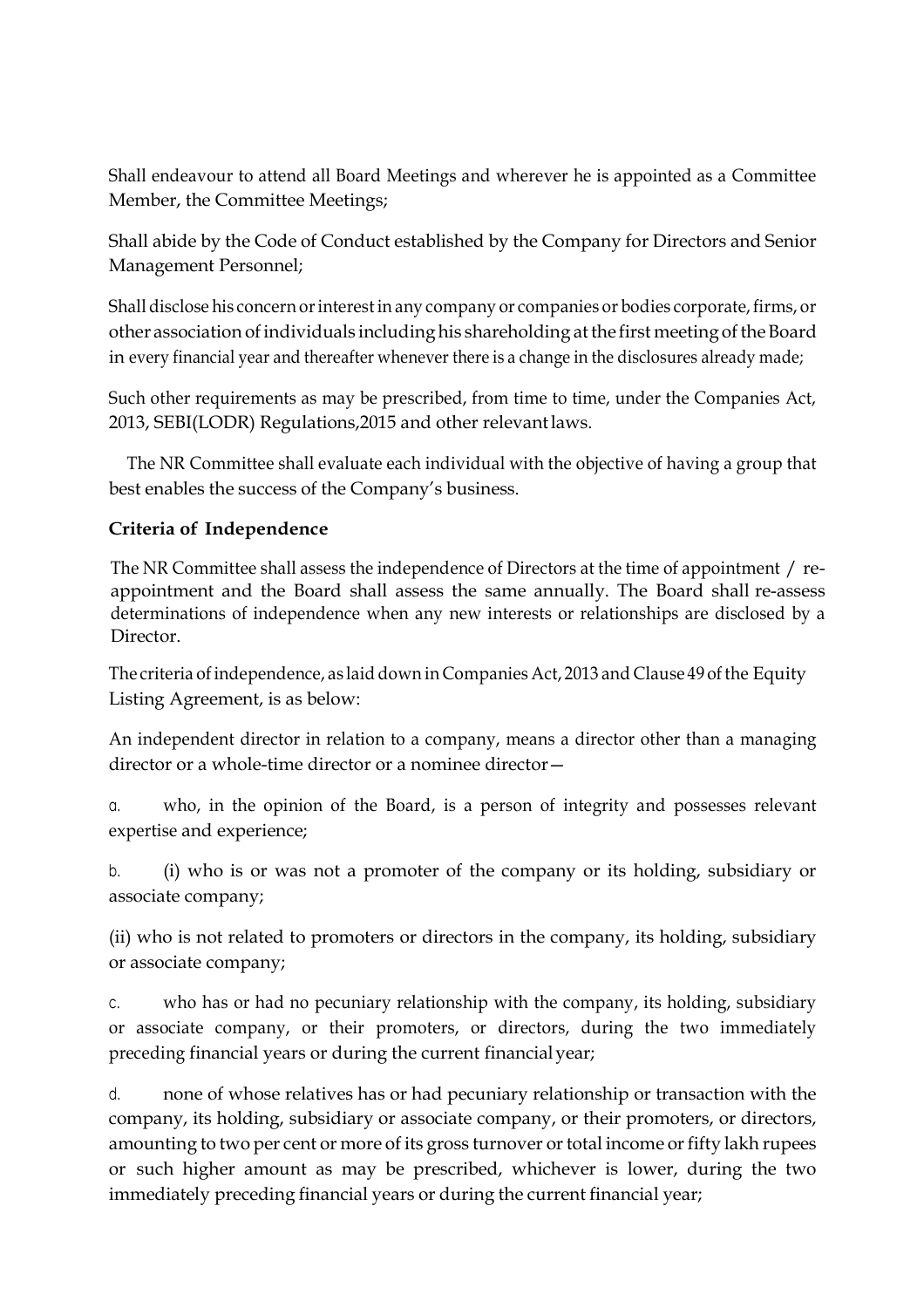Shall endeavour to attend all Board Meetings and wherever he is appointed as a Committee Member, the Committee Meetings;

Shall abide by the Code of Conduct established by the Company for Directors and Senior Management Personnel;

Shall disclose his concern or interest in any company or companies or bodies corporate, firms, or other association of individuals including his shareholding at the first meeting of the Board in every financial year and thereafter whenever there is a change in the disclosures already made;

Such other requirements as may be prescribed, from time to time, under the Companies Act, 2013, SEBI(LODR) Regulations,2015 and other relevant laws.

The NR Committee shall evaluate each individual with the objective of having a group that best enables the success of the Company's business.

**Criteria of Independence**

The NR Committee shall assess the independence of Directors at the time of appointment / re-appointment and the Board shall assess the same annually. The Board shall re-assess determinations of independence when any new interests or relationships are disclosed by a Director.

The criteria of independence, as laid down in Companies Act, 2013 and Clause 49 of the Equity Listing Agreement, is as below:

An independent director in relation to a company, means a director other than a managing director or a whole-time director or a nominee director—

a. who, in the opinion of the Board, is a person of integrity and possesses relevant expertise and experience;

b. (i) who is or was not a promoter of the company or its holding, subsidiary or associate company;

(ii) who is not related to promoters or directors in the company, its holding, subsidiary or associate company;

c. who has or had no pecuniary relationship with the company, its holding, subsidiary or associate company, or their promoters, or directors, during the two immediately preceding financial years or during the current financial year;

d. none of whose relatives has or had pecuniary relationship or transaction with the company, its holding, subsidiary or associate company, or their promoters, or directors, amounting to two per cent or more of its gross turnover or total income or fifty lakh rupees or such higher amount as may be prescribed, whichever is lower, during the two immediately preceding financial years or during the current financial year;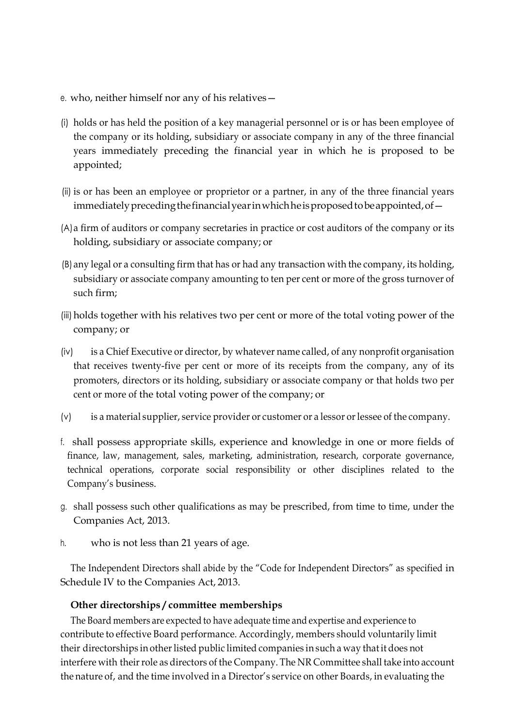e. who, neither himself nor any of his relatives—

(i) holds or has held the position of a key managerial personnel or is or has been employee of the company or its holding, subsidiary or associate company in any of the three financial years immediately preceding the financial year in which he is proposed to be appointed;

(ii) is or has been an employee or proprietor or a partner, in any of the three financial years immediately preceding the financial year in which he is proposed to be appointed, of—

(A) a firm of auditors or company secretaries in practice or cost auditors of the company or its holding, subsidiary or associate company; or

(B) any legal or a consulting firm that has or had any transaction with the company, its holding, subsidiary or associate company amounting to ten per cent or more of the gross turnover of such firm;

(iii) holds together with his relatives two per cent or more of the total voting power of the company; or

(iv) is a Chief Executive or director, by whatever name called, of any nonprofit organisation that receives twenty-five per cent or more of its receipts from the company, any of its promoters, directors or its holding, subsidiary or associate company or that holds two per cent or more of the total voting power of the company; or

(v) is a material supplier, service provider or customer or a lessor or lessee of the company.

f. shall possess appropriate skills, experience and knowledge in one or more fields of finance, law, management, sales, marketing, administration, research, corporate governance, technical operations, corporate social responsibility or other disciplines related to the Company's business.

g. shall possess such other qualifications as may be prescribed, from time to time, under the Companies Act, 2013.

h. who is not less than 21 years of age.

The Independent Directors shall abide by the "Code for Independent Directors" as specified in Schedule IV to the Companies Act, 2013.

**Other directorships / committee memberships**

The Board members are expected to have adequate time and expertise and experience to contribute to effective Board performance. Accordingly, members should voluntarily limit their directorships in other listed public limited companies in such a way that it does not interfere with their role as directors of the Company. The NR Committee shall take into account the nature of, and the time involved in a Director's service on other Boards, in evaluating the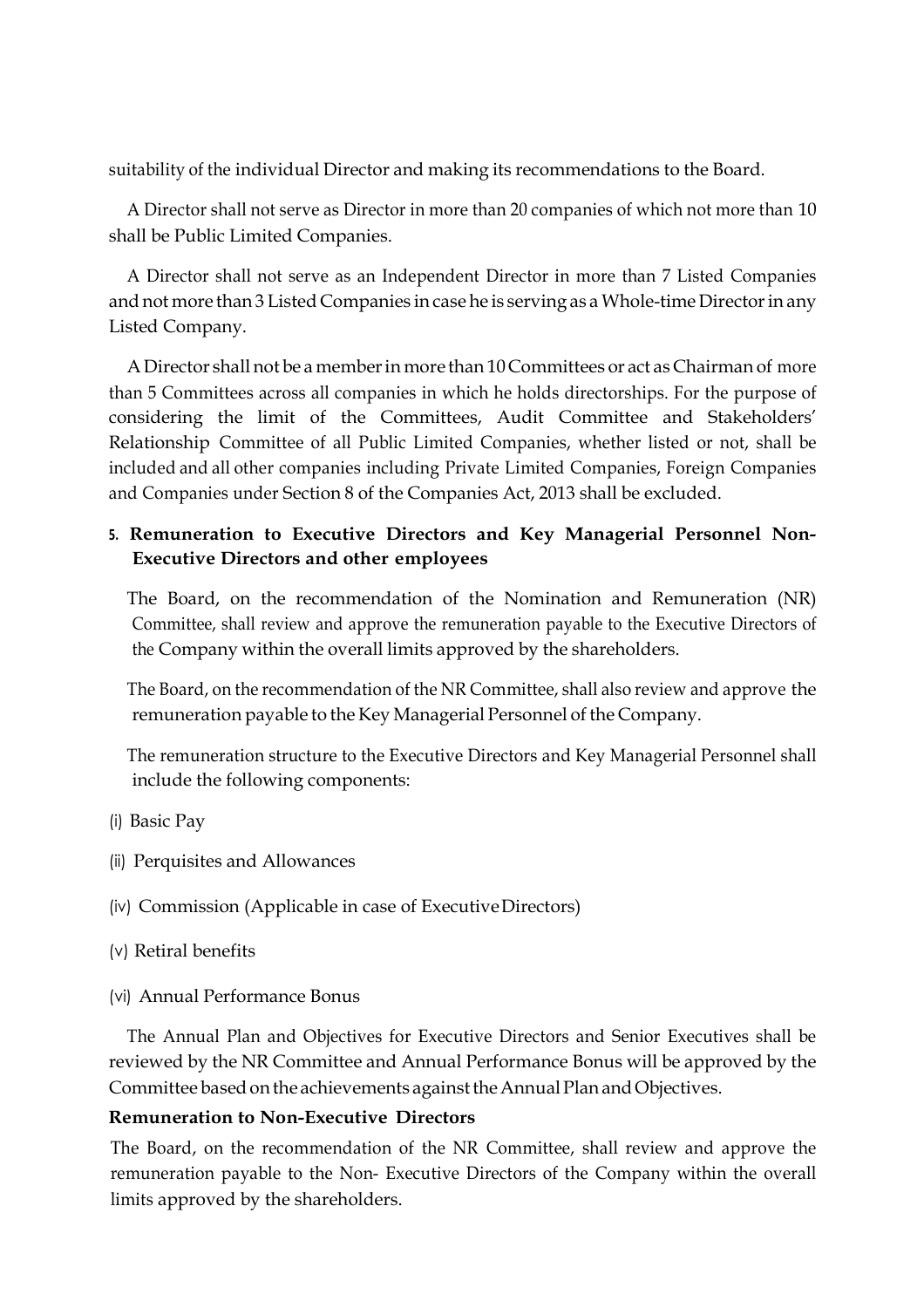suitability of the individual Director and making its recommendations to the Board.

A Director shall not serve as Director in more than 20 companies of which not more than 10 shall be Public Limited Companies.

A Director shall not serve as an Independent Director in more than 7 Listed Companies and not more than 3 Listed Companies in case he is serving as a Whole-time Director in any Listed Company.

A Director shall not be a member in more than 10 Committees or act as Chairman of more than 5 Committees across all companies in which he holds directorships. For the purpose of considering the limit of the Committees, Audit Committee and Stakeholders' Relationship Committee of all Public Limited Companies, whether listed or not, shall be included and all other companies including Private Limited Companies, Foreign Companies and Companies under Section 8 of the Companies Act, 2013 shall be excluded.

**5. Remuneration to Executive Directors and Key Managerial Personnel Non-Executive Directors and other employees**

The Board, on the recommendation of the Nomination and Remuneration (NR) Committee, shall review and approve the remuneration payable to the Executive Directors of the Company within the overall limits approved by the shareholders.

The Board, on the recommendation of the NR Committee, shall also review and approve the remuneration payable to the Key Managerial Personnel of the Company.

The remuneration structure to the Executive Directors and Key Managerial Personnel shall include the following components:

(i) Basic Pay

(ii) Perquisites and Allowances

(iv) Commission (Applicable in case of Executive Directors)

(v) Retiral benefits

(vi) Annual Performance Bonus

The Annual Plan and Objectives for Executive Directors and Senior Executives shall be reviewed by the NR Committee and Annual Performance Bonus will be approved by the Committee based on the achievements against the Annual Plan and Objectives.

**Remuneration to Non-Executive Directors**

The Board, on the recommendation of the NR Committee, shall review and approve the remuneration payable to the Non- Executive Directors of the Company within the overall limits approved by the shareholders.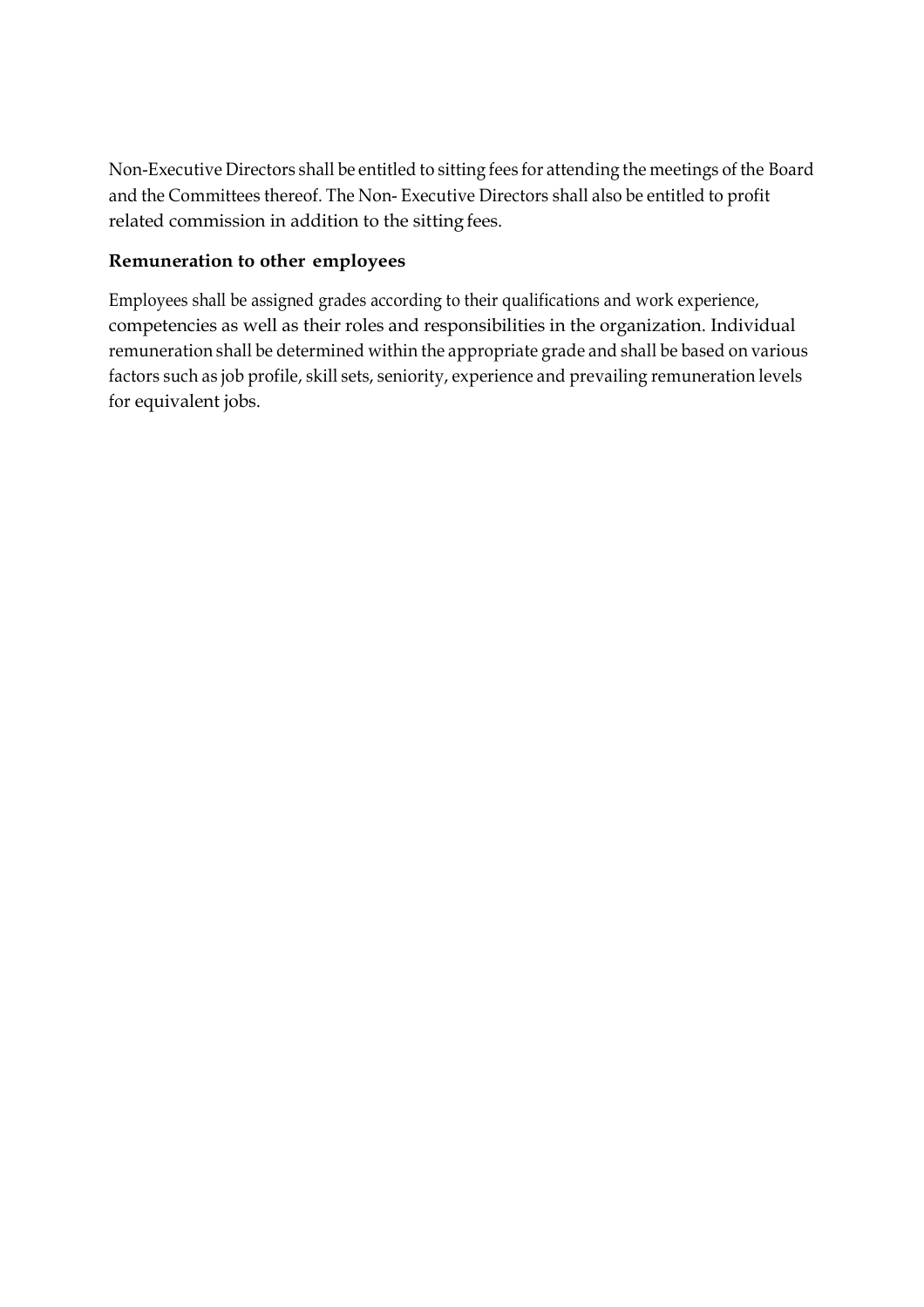Non-Executive Directors shall be entitled to sitting fees for attending the meetings of the Board and the Committees thereof. The Non- Executive Directors shall also be entitled to profit related commission in addition to the sitting fees.

**Remuneration to other employees**

Employees shall be assigned grades according to their qualifications and work experience, competencies as well as their roles and responsibilities in the organization. Individual remuneration shall be determined within the appropriate grade and shall be based on various factors such as job profile, skill sets, seniority, experience and prevailing remuneration levels for equivalent jobs.